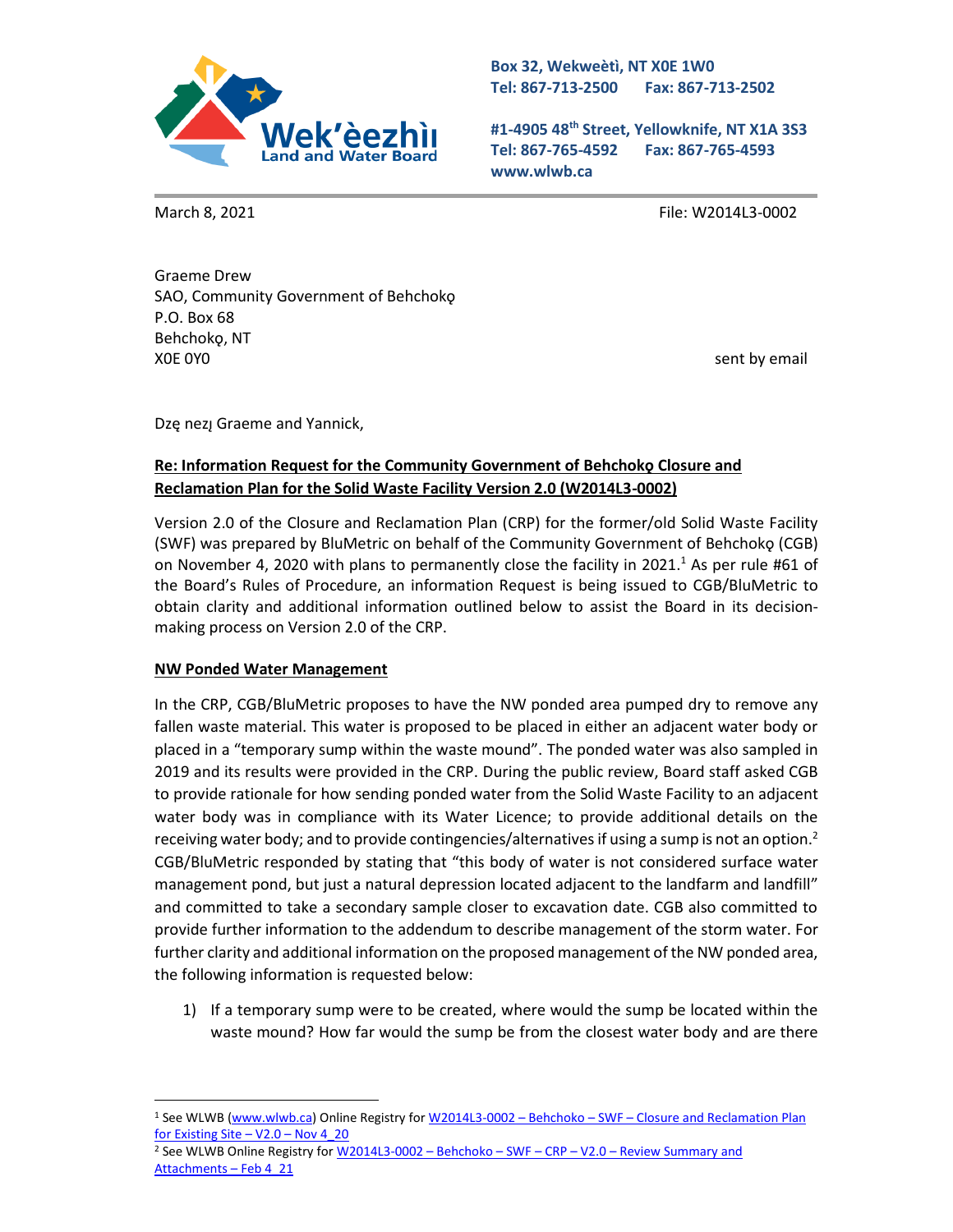Wek'èezhìı Land and Water Board

Box 32, Wekweètì, NT X0E 1W0
Tel: 867-713-2500 Fax: 867-713-2502

#1-4905 48th Street, Yellowknife, NT X1A 3S3
Tel: 867-765-4592 Fax: 867-765-4593
www.wlwb.ca

March 8, 2021 File: W2014L3-0002

Graeme Drew
SAO, Community Government of Behchokǫ
P.O. Box 68
Behchokǫ, NT
X0E 0Y0

sent by email

Dzę nezį Graeme and Yannick,

**Re: Information Request for the Community Government of Behchokǫ Closure and Reclamation Plan for the Solid Waste Facility Version 2.0 (W2014L3-0002)**

Version 2.0 of the Closure and Reclamation Plan (CRP) for the former/old Solid Waste Facility (SWF) was prepared by BluMetric on behalf of the Community Government of Behchokǫ (CGB) on November 4, 2020 with plans to permanently close the facility in 2021.[1] As per rule #61 of the Board's Rules of Procedure, an information Request is being issued to CGB/BluMetric to obtain clarity and additional information outlined below to assist the Board in its decision-making process on Version 2.0 of the CRP.

**NW Ponded Water Management**

In the CRP, CGB/BluMetric proposes to have the NW ponded area pumped dry to remove any fallen waste material. This water is proposed to be placed in either an adjacent water body or placed in a "temporary sump within the waste mound". The ponded water was also sampled in 2019 and its results were provided in the CRP. During the public review, Board staff asked CGB to provide rationale for how sending ponded water from the Solid Waste Facility to an adjacent water body was in compliance with its Water Licence; to provide additional details on the receiving water body; and to provide contingencies/alternatives if using a sump is not an option.[2] CGB/BluMetric responded by stating that "this body of water is not considered surface water management pond, but just a natural depression located adjacent to the landfarm and landfill" and committed to take a secondary sample closer to excavation date. CGB also committed to provide further information to the addendum to describe management of the storm water. For further clarity and additional information on the proposed management of the NW ponded area, the following information is requested below:

1) If a temporary sump were to be created, where would the sump be located within the waste mound? How far would the sump be from the closest water body and are there

---

[1] See WLWB (www.wlwb.ca) Online Registry for W2014L3-0002 – Behchoko – SWF – Closure and Reclamation Plan for Existing Site – V2.0 – Nov 4_20

[2] See WLWB Online Registry for W2014L3-0002 – Behchoko – SWF – CRP – V2.0 – Review Summary and Attachments – Feb 4_21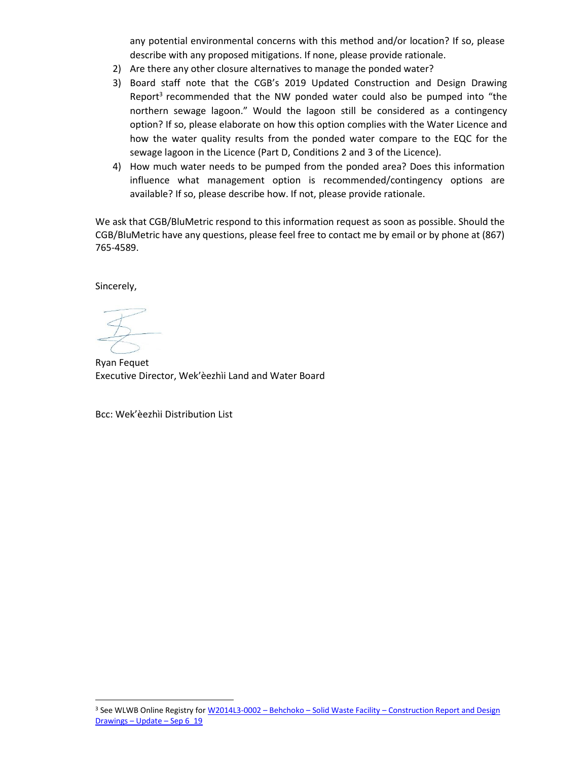any potential environmental concerns with this method and/or location? If so, please describe with any proposed mitigations. If none, please provide rationale.

2) Are there any other closure alternatives to manage the ponded water?
3) Board staff note that the CGB's 2019 Updated Construction and Design Drawing Report[3] recommended that the NW ponded water could also be pumped into "the northern sewage lagoon." Would the lagoon still be considered as a contingency option? If so, please elaborate on how this option complies with the Water Licence and how the water quality results from the ponded water compare to the EQC for the sewage lagoon in the Licence (Part D, Conditions 2 and 3 of the Licence).
4) How much water needs to be pumped from the ponded area? Does this information influence what management option is recommended/contingency options are available? If so, please describe how. If not, please provide rationale.

We ask that CGB/BluMetric respond to this information request as soon as possible. Should the CGB/BluMetric have any questions, please feel free to contact me by email or by phone at (867) 765-4589.

Sincerely,

Ryan Fequet
Executive Director, Wek'èezhìi Land and Water Board

Bcc: Wek'èezhìi Distribution List

[3] See WLWB Online Registry for W2014L3-0002 – Behchoko – Solid Waste Facility – Construction Report and Design Drawings – Update – Sep 6_19